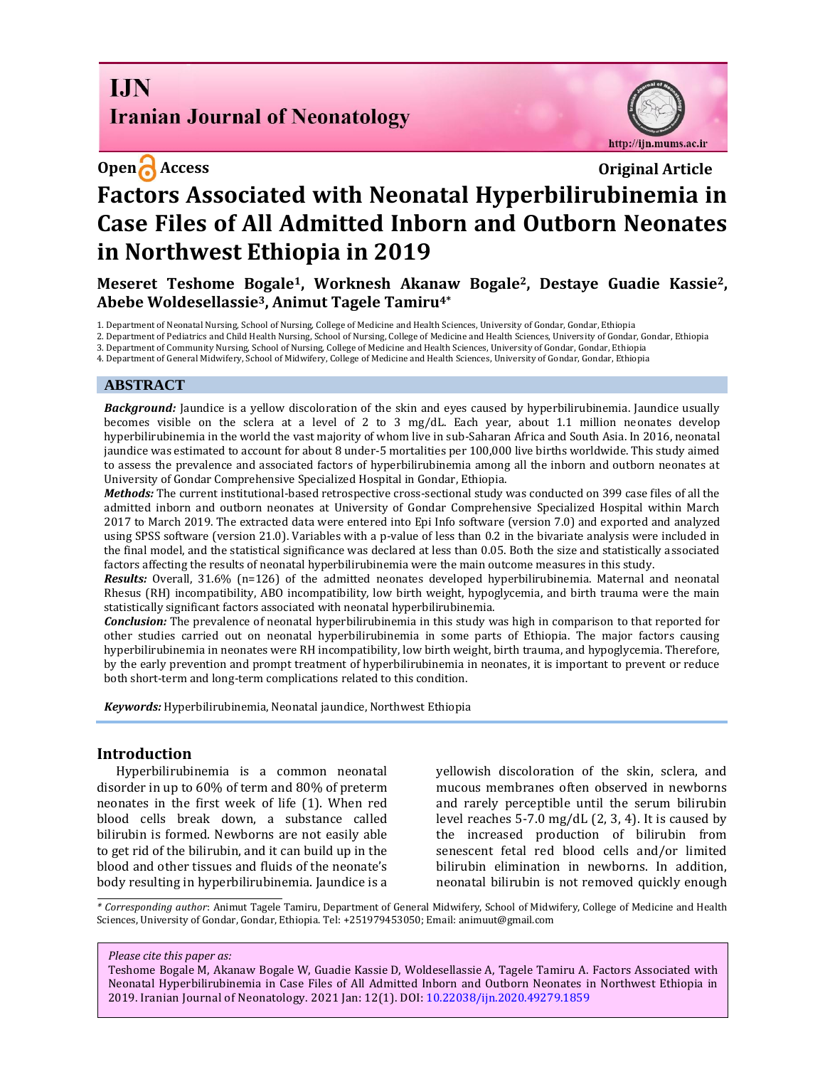**Open Access** **Original Article**

# Factors Associated with Neonatal Hyperbilirubinemia in Case Files of All Admitted Inborn and Outborn Neonates in Northwest Ethiopia in 2019

**Meseret Teshome Bogale[1], Worknesh Akanaw Bogale[2], Destaye Guadie Kassie[2], Abebe Woldesellassie[3], Animut Tagele Tamiru[4*]**

1. Department of Neonatal Nursing, School of Nursing, College of Medicine and Health Sciences, University of Gondar, Gondar, Ethiopia
2. Department of Pediatrics and Child Health Nursing, School of Nursing, College of Medicine and Health Sciences, University of Gondar, Gondar, Ethiopia
3. Department of Community Nursing, School of Nursing, College of Medicine and Health Sciences, University of Gondar, Gondar, Ethiopia
4. Department of General Midwifery, School of Midwifery, College of Medicine and Health Sciences, University of Gondar, Gondar, Ethiopia

## ABSTRACT

***Background:*** Jaundice is a yellow discoloration of the skin and eyes caused by hyperbilirubinemia. Jaundice usually becomes visible on the sclera at a level of 2 to 3 mg/dL. Each year, about 1.1 million neonates develop hyperbilirubinemia in the world the vast majority of whom live in sub-Saharan Africa and South Asia. In 2016, neonatal jaundice was estimated to account for about 8 under-5 mortalities per 100,000 live births worldwide. This study aimed to assess the prevalence and associated factors of hyperbilirubinemia among all the inborn and outborn neonates at University of Gondar Comprehensive Specialized Hospital in Gondar, Ethiopia.

***Methods:*** The current institutional-based retrospective cross-sectional study was conducted on 399 case files of all the admitted inborn and outborn neonates at University of Gondar Comprehensive Specialized Hospital within March 2017 to March 2019. The extracted data were entered into Epi Info software (version 7.0) and exported and analyzed using SPSS software (version 21.0). Variables with a p-value of less than 0.2 in the bivariate analysis were included in the final model, and the statistical significance was declared at less than 0.05. Both the size and statistically associated factors affecting the results of neonatal hyperbilirubinemia were the main outcome measures in this study.

***Results:*** Overall, 31.6% (n=126) of the admitted neonates developed hyperbilirubinemia. Maternal and neonatal Rhesus (RH) incompatibility, ABO incompatibility, low birth weight, hypoglycemia, and birth trauma were the main statistically significant factors associated with neonatal hyperbilirubinemia.

***Conclusion:*** The prevalence of neonatal hyperbilirubinemia in this study was high in comparison to that reported for other studies carried out on neonatal hyperbilirubinemia in some parts of Ethiopia. The major factors causing hyperbilirubinemia in neonates were RH incompatibility, low birth weight, birth trauma, and hypoglycemia. Therefore, by the early prevention and prompt treatment of hyperbilirubinemia in neonates, it is important to prevent or reduce both short-term and long-term complications related to this condition.

***Keywords:*** Hyperbilirubinemia, Neonatal jaundice, Northwest Ethiopia

## Introduction

Hyperbilirubinemia is a common neonatal disorder in up to 60% of term and 80% of preterm neonates in the first week of life (1). When red blood cells break down, a substance called bilirubin is formed. Newborns are not easily able to get rid of the bilirubin, and it can build up in the blood and other tissues and fluids of the neonate's body resulting in hyperbilirubinemia. Jaundice is a yellowish discoloration of the skin, sclera, and mucous membranes often observed in newborns and rarely perceptible until the serum bilirubin level reaches 5-7.0 mg/dL (2, 3, 4). It is caused by the increased production of bilirubin from senescent fetal red blood cells and/or limited bilirubin elimination in newborns. In addition, neonatal bilirubin is not removed quickly enough

*\* Corresponding author*: Animut Tagele Tamiru, Department of General Midwifery, School of Midwifery, College of Medicine and Health Sciences, University of Gondar, Gondar, Ethiopia. Tel: +251979453050; Email: animuut@gmail.com

*Please cite this paper as:*
Teshome Bogale M, Akanaw Bogale W, Guadie Kassie D, Woldesellassie A, Tagele Tamiru A. Factors Associated with Neonatal Hyperbilirubinemia in Case Files of All Admitted Inborn and Outborn Neonates in Northwest Ethiopia in 2019. Iranian Journal of Neonatology. 2021 Jan: 12(1). DOI: 10.22038/ijn.2020.49279.1859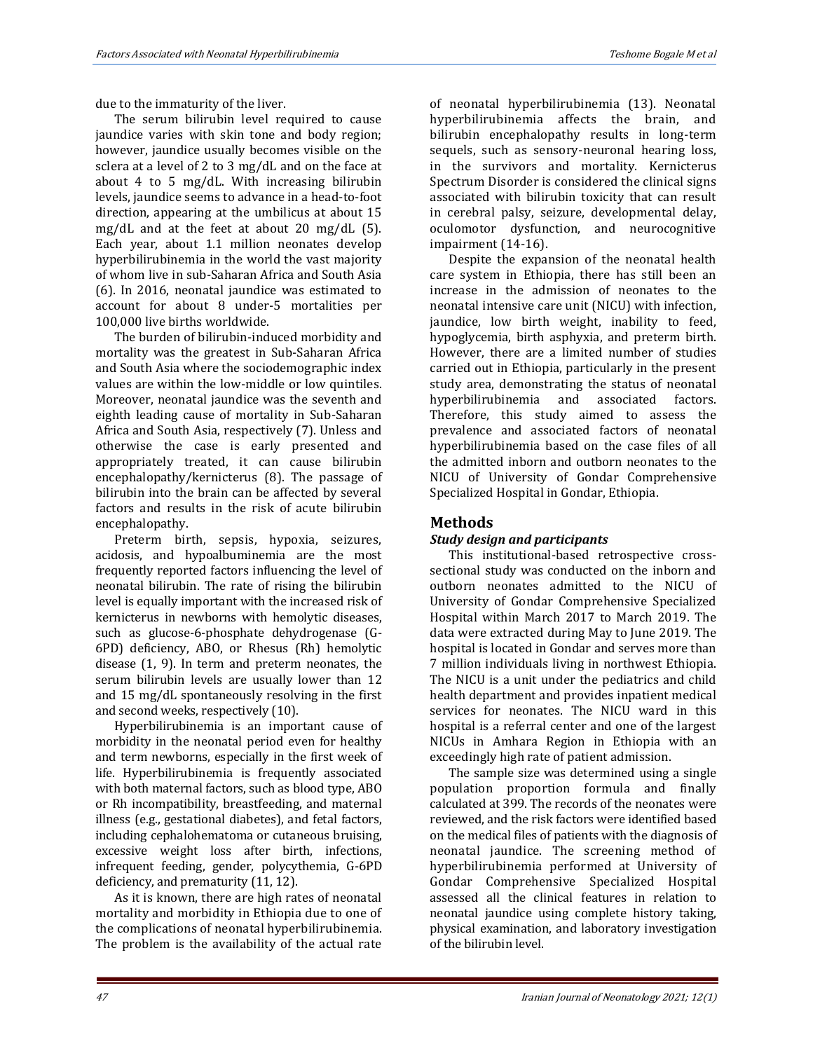due to the immaturity of the liver.

The serum bilirubin level required to cause jaundice varies with skin tone and body region; however, jaundice usually becomes visible on the sclera at a level of 2 to 3 mg/dL and on the face at about 4 to 5 mg/dL. With increasing bilirubin levels, jaundice seems to advance in a head-to-foot direction, appearing at the umbilicus at about 15 mg/dL and at the feet at about 20 mg/dL (5). Each year, about 1.1 million neonates develop hyperbilirubinemia in the world the vast majority of whom live in sub-Saharan Africa and South Asia (6). In 2016, neonatal jaundice was estimated to account for about 8 under-5 mortalities per 100,000 live births worldwide.

The burden of bilirubin-induced morbidity and mortality was the greatest in Sub-Saharan Africa and South Asia where the sociodemographic index values are within the low-middle or low quintiles. Moreover, neonatal jaundice was the seventh and eighth leading cause of mortality in Sub-Saharan Africa and South Asia, respectively (7). Unless and otherwise the case is early presented and appropriately treated, it can cause bilirubin encephalopathy/kernicterus (8). The passage of bilirubin into the brain can be affected by several factors and results in the risk of acute bilirubin encephalopathy.

Preterm birth, sepsis, hypoxia, seizures, acidosis, and hypoalbuminemia are the most frequently reported factors influencing the level of neonatal bilirubin. The rate of rising the bilirubin level is equally important with the increased risk of kernicterus in newborns with hemolytic diseases, such as glucose-6-phosphate dehydrogenase (G-6PD) deficiency, ABO, or Rhesus (Rh) hemolytic disease (1, 9). In term and preterm neonates, the serum bilirubin levels are usually lower than 12 and 15 mg/dL spontaneously resolving in the first and second weeks, respectively (10).

Hyperbilirubinemia is an important cause of morbidity in the neonatal period even for healthy and term newborns, especially in the first week of life. Hyperbilirubinemia is frequently associated with both maternal factors, such as blood type, ABO or Rh incompatibility, breastfeeding, and maternal illness (e.g., gestational diabetes), and fetal factors, including cephalohematoma or cutaneous bruising, excessive weight loss after birth, infections, infrequent feeding, gender, polycythemia, G-6PD deficiency, and prematurity (11, 12).

As it is known, there are high rates of neonatal mortality and morbidity in Ethiopia due to one of the complications of neonatal hyperbilirubinemia. The problem is the availability of the actual rate of neonatal hyperbilirubinemia (13). Neonatal hyperbilirubinemia affects the brain, and bilirubin encephalopathy results in long-term sequels, such as sensory-neuronal hearing loss, in the survivors and mortality. Kernicterus Spectrum Disorder is considered the clinical signs associated with bilirubin toxicity that can result in cerebral palsy, seizure, developmental delay, oculomotor dysfunction, and neurocognitive impairment (14-16).

Despite the expansion of the neonatal health care system in Ethiopia, there has still been an increase in the admission of neonates to the neonatal intensive care unit (NICU) with infection, jaundice, low birth weight, inability to feed, hypoglycemia, birth asphyxia, and preterm birth. However, there are a limited number of studies carried out in Ethiopia, particularly in the present study area, demonstrating the status of neonatal hyperbilirubinemia and associated factors. Therefore, this study aimed to assess the prevalence and associated factors of neonatal hyperbilirubinemia based on the case files of all the admitted inborn and outborn neonates to the NICU of University of Gondar Comprehensive Specialized Hospital in Gondar, Ethiopia.

## Methods

### *Study design and participants*

This institutional-based retrospective cross-sectional study was conducted on the inborn and outborn neonates admitted to the NICU of University of Gondar Comprehensive Specialized Hospital within March 2017 to March 2019. The data were extracted during May to June 2019. The hospital is located in Gondar and serves more than 7 million individuals living in northwest Ethiopia. The NICU is a unit under the pediatrics and child health department and provides inpatient medical services for neonates. The NICU ward in this hospital is a referral center and one of the largest NICUs in Amhara Region in Ethiopia with an exceedingly high rate of patient admission.

The sample size was determined using a single population proportion formula and finally calculated at 399. The records of the neonates were reviewed, and the risk factors were identified based on the medical files of patients with the diagnosis of neonatal jaundice. The screening method of hyperbilirubinemia performed at University of Gondar Comprehensive Specialized Hospital assessed all the clinical features in relation to neonatal jaundice using complete history taking, physical examination, and laboratory investigation of the bilirubin level.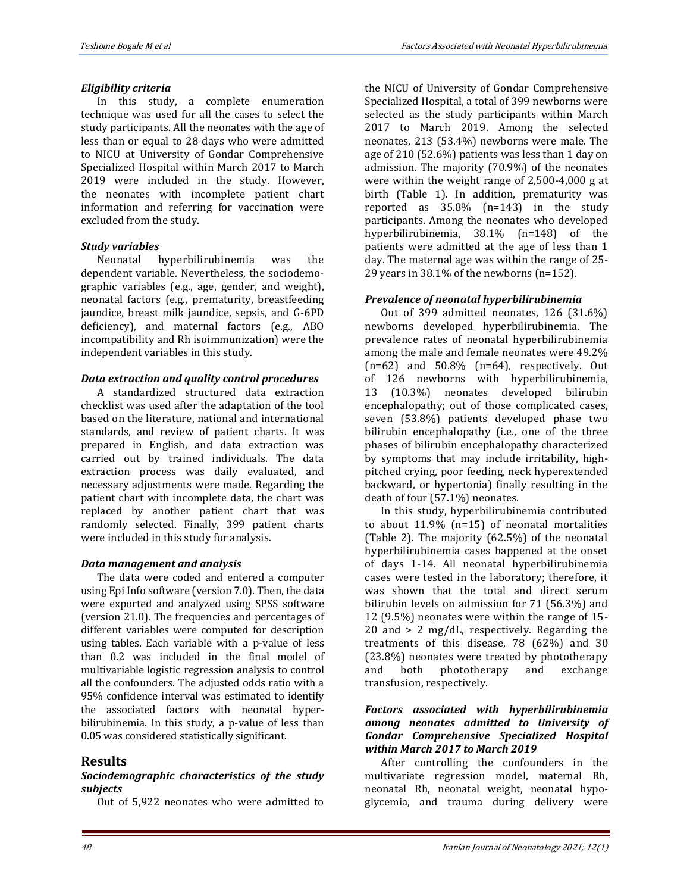### *Eligibility criteria*

In this study, a complete enumeration technique was used for all the cases to select the study participants. All the neonates with the age of less than or equal to 28 days who were admitted to NICU at University of Gondar Comprehensive Specialized Hospital within March 2017 to March 2019 were included in the study. However, the neonates with incomplete patient chart information and referring for vaccination were excluded from the study.

### *Study variables*

Neonatal hyperbilirubinemia was the dependent variable. Nevertheless, the sociodemographic variables (e.g., age, gender, and weight), neonatal factors (e.g., prematurity, breastfeeding jaundice, breast milk jaundice, sepsis, and G-6PD deficiency), and maternal factors (e.g., ABO incompatibility and Rh isoimmunization) were the independent variables in this study.

### *Data extraction and quality control procedures*

A standardized structured data extraction checklist was used after the adaptation of the tool based on the literature, national and international standards, and review of patient charts. It was prepared in English, and data extraction was carried out by trained individuals. The data extraction process was daily evaluated, and necessary adjustments were made. Regarding the patient chart with incomplete data, the chart was replaced by another patient chart that was randomly selected. Finally, 399 patient charts were included in this study for analysis.

### *Data management and analysis*

The data were coded and entered a computer using Epi Info software (version 7.0). Then, the data were exported and analyzed using SPSS software (version 21.0). The frequencies and percentages of different variables were computed for description using tables. Each variable with a p-value of less than 0.2 was included in the final model of multivariable logistic regression analysis to control all the confounders. The adjusted odds ratio with a 95% confidence interval was estimated to identify the associated factors with neonatal hyperbilirubinemia. In this study, a p-value of less than 0.05 was considered statistically significant.

## Results

### *Sociodemographic characteristics of the study subjects*

Out of 5,922 neonates who were admitted to the NICU of University of Gondar Comprehensive Specialized Hospital, a total of 399 newborns were selected as the study participants within March 2017 to March 2019. Among the selected neonates, 213 (53.4%) newborns were male. The age of 210 (52.6%) patients was less than 1 day on admission. The majority (70.9%) of the neonates were within the weight range of 2,500-4,000 g at birth (Table 1). In addition, prematurity was reported as 35.8% (n=143) in the study participants. Among the neonates who developed hyperbilirubinemia, 38.1% (n=148) of the patients were admitted at the age of less than 1 day. The maternal age was within the range of 25-29 years in 38.1% of the newborns (n=152).

### *Prevalence of neonatal hyperbilirubinemia*

Out of 399 admitted neonates, 126 (31.6%) newborns developed hyperbilirubinemia. The prevalence rates of neonatal hyperbilirubinemia among the male and female neonates were 49.2% (n=62) and 50.8% (n=64), respectively. Out of 126 newborns with hyperbilirubinemia, 13 (10.3%) neonates developed bilirubin encephalopathy; out of those complicated cases, seven (53.8%) patients developed phase two bilirubin encephalopathy (i.e., one of the three phases of bilirubin encephalopathy characterized by symptoms that may include irritability, high-pitched crying, poor feeding, neck hyperextended backward, or hypertonia) finally resulting in the death of four (57.1%) neonates.

In this study, hyperbilirubinemia contributed to about 11.9% (n=15) of neonatal mortalities (Table 2). The majority (62.5%) of the neonatal hyperbilirubinemia cases happened at the onset of days 1-14. All neonatal hyperbilirubinemia cases were tested in the laboratory; therefore, it was shown that the total and direct serum bilirubin levels on admission for 71 (56.3%) and 12 (9.5%) neonates were within the range of 15-20 and > 2 mg/dL, respectively. Regarding the treatments of this disease, 78 (62%) and 30 (23.8%) neonates were treated by phototherapy and both phototherapy and exchange transfusion, respectively.

### *Factors associated with hyperbilirubinemia among neonates admitted to University of Gondar Comprehensive Specialized Hospital within March 2017 to March 2019*

After controlling the confounders in the multivariate regression model, maternal Rh, neonatal Rh, neonatal weight, neonatal hypoglycemia, and trauma during delivery were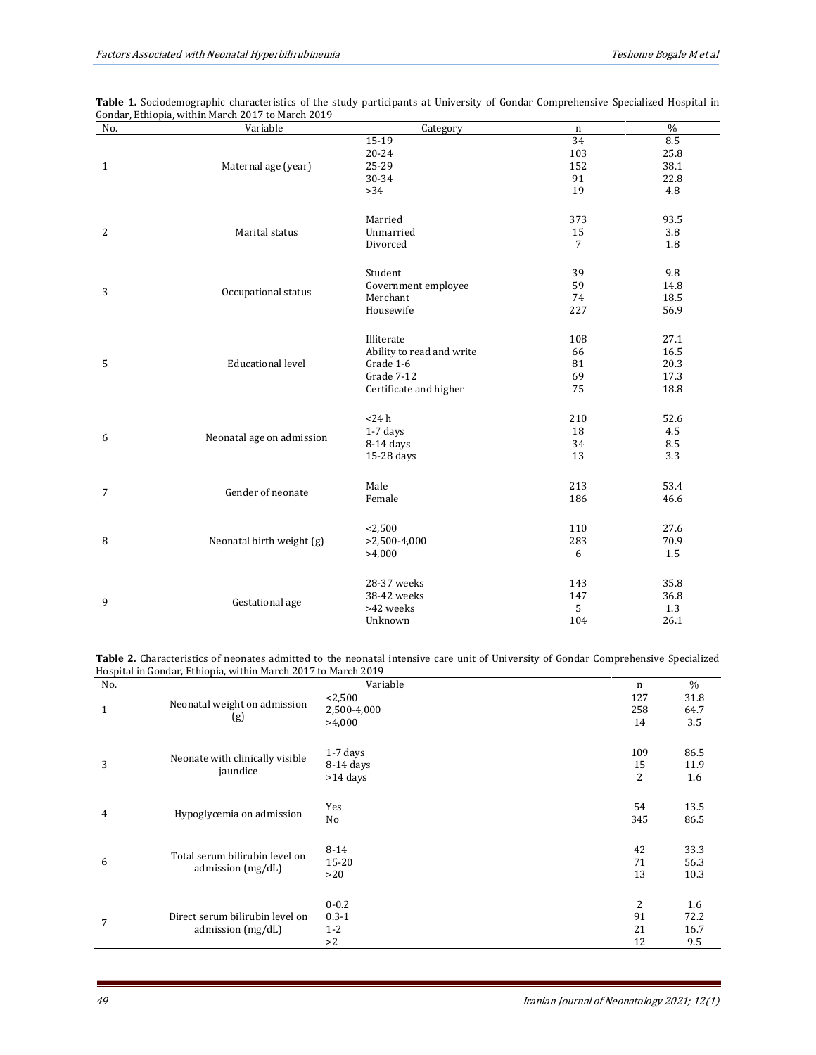**Table 1.** Sociodemographic characteristics of the study participants at University of Gondar Comprehensive Specialized Hospital in Gondar, Ethiopia, within March 2017 to March 2019

| No. | Variable | Category | n | % |
|---|---|---|---|---|
| 1 | Maternal age (year) | 15-19 | 34 | 8.5 |
| | | 20-24 | 103 | 25.8 |
| | | 25-29 | 152 | 38.1 |
| | | 30-34 | 91 | 22.8 |
| | | >34 | 19 | 4.8 |
| 2 | Marital status | Married | 373 | 93.5 |
| | | Unmarried | 15 | 3.8 |
| | | Divorced | 7 | 1.8 |
| 3 | Occupational status | Student | 39 | 9.8 |
| | | Government employee | 59 | 14.8 |
| | | Merchant | 74 | 18.5 |
| | | Housewife | 227 | 56.9 |
| 5 | Educational level | Illiterate | 108 | 27.1 |
| | | Ability to read and write | 66 | 16.5 |
| | | Grade 1-6 | 81 | 20.3 |
| | | Grade 7-12 | 69 | 17.3 |
| | | Certificate and higher | 75 | 18.8 |
| 6 | Neonatal age on admission | <24 h | 210 | 52.6 |
| | | 1-7 days | 18 | 4.5 |
| | | 8-14 days | 34 | 8.5 |
| | | 15-28 days | 13 | 3.3 |
| 7 | Gender of neonate | Male | 213 | 53.4 |
| | | Female | 186 | 46.6 |
| 8 | Neonatal birth weight (g) | <2,500 | 110 | 27.6 |
| | | >2,500-4,000 | 283 | 70.9 |
| | | >4,000 | 6 | 1.5 |
| 9 | Gestational age | 28-37 weeks | 143 | 35.8 |
| | | 38-42 weeks | 147 | 36.8 |
| | | >42 weeks | 5 | 1.3 |
| | | Unknown | 104 | 26.1 |

**Table 2.** Characteristics of neonates admitted to the neonatal intensive care unit of University of Gondar Comprehensive Specialized Hospital in Gondar, Ethiopia, within March 2017 to March 2019

| No. | Variable | | n | % |
|---|---|---|---|---|
| 1 | Neonatal weight on admission (g) | <2,500 | 127 | 31.8 |
| | | 2,500-4,000 | 258 | 64.7 |
| | | >4,000 | 14 | 3.5 |
| 3 | Neonate with clinically visible jaundice | 1-7 days | 109 | 86.5 |
| | | 8-14 days | 15 | 11.9 |
| | | >14 days | 2 | 1.6 |
| 4 | Hypoglycemia on admission | Yes | 54 | 13.5 |
| | | No | 345 | 86.5 |
| 6 | Total serum bilirubin level on admission (mg/dL) | 8-14 | 42 | 33.3 |
| | | 15-20 | 71 | 56.3 |
| | | >20 | 13 | 10.3 |
| 7 | Direct serum bilirubin level on admission (mg/dL) | 0-0.2 | 2 | 1.6 |
| | | 0.3-1 | 91 | 72.2 |
| | | 1-2 | 21 | 16.7 |
| | | >2 | 12 | 9.5 |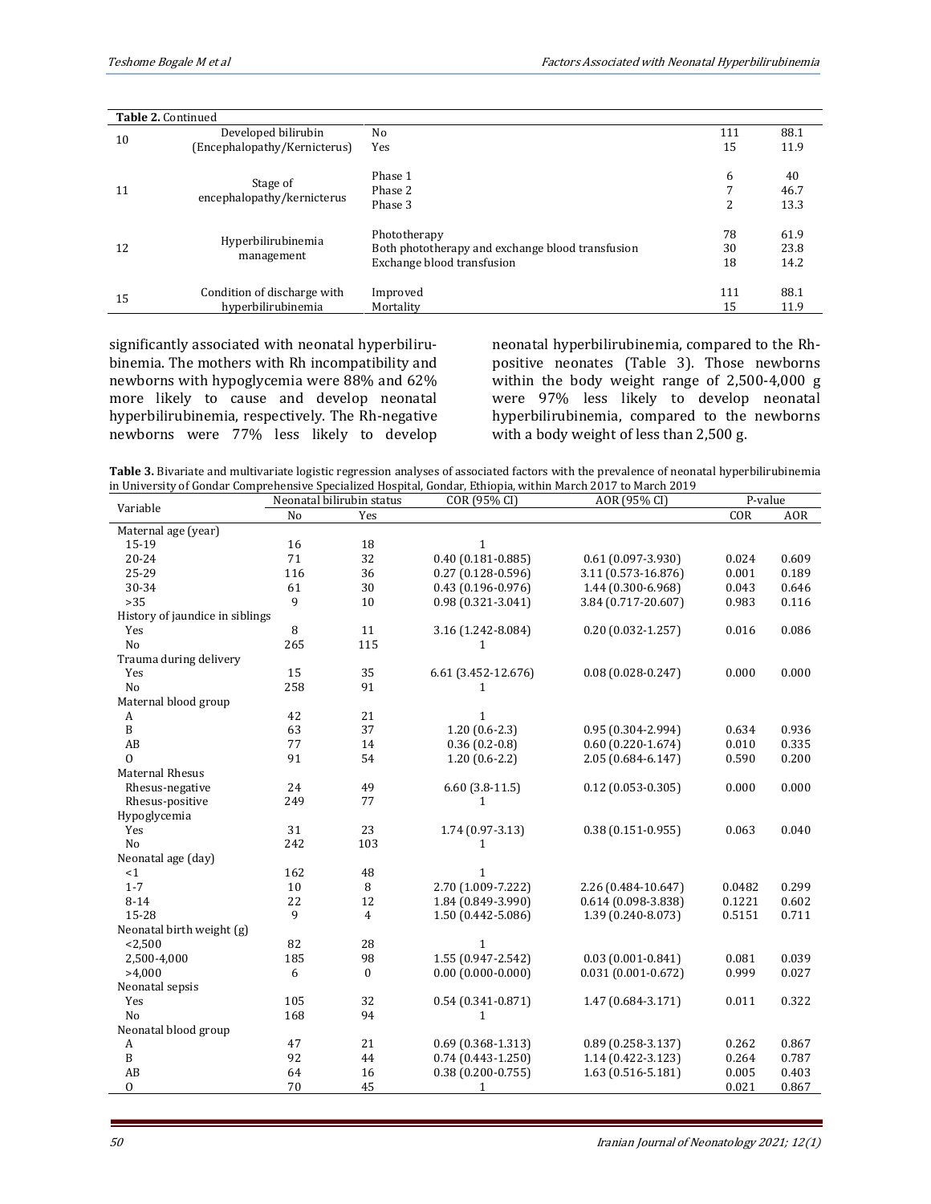**Table 2.** Continued

| | | | | |
|---|---|---|---|---|
| 10 | Developed bilirubin (Encephalopathy/Kernicterus) | No<br>Yes | 111<br>15 | 88.1<br>11.9 |
| 11 | Stage of encephalopathy/kernicterus | Phase 1<br>Phase 2<br>Phase 3 | 6<br>7<br>2 | 40<br>46.7<br>13.3 |
| 12 | Hyperbilirubinemia management | Phototherapy<br>Both phototherapy and exchange blood transfusion<br>Exchange blood transfusion | 78<br>30<br>18 | 61.9<br>23.8<br>14.2 |
| 15 | Condition of discharge with hyperbilirubinemia | Improved<br>Mortality | 111<br>15 | 88.1<br>11.9 |

significantly associated with neonatal hyperbilirubinemia. The mothers with Rh incompatibility and newborns with hypoglycemia were 88% and 62% more likely to cause and develop neonatal hyperbilirubinemia, respectively. The Rh-negative newborns were 77% less likely to develop neonatal hyperbilirubinemia, compared to the Rh-positive neonates (Table 3). Those newborns within the body weight range of 2,500-4,000 g were 97% less likely to develop neonatal hyperbilirubinemia, compared to the newborns with a body weight of less than 2,500 g.

**Table 3.** Bivariate and multivariate logistic regression analyses of associated factors with the prevalence of neonatal hyperbilirubinemia in University of Gondar Comprehensive Specialized Hospital, Gondar, Ethiopia, within March 2017 to March 2019

| Variable | Neonatal bilirubin status | | COR (95% CI) | AOR (95% CI) | P-value | |
|---|---|---|---|---|---|---|
| | No | Yes | | | COR | AOR |
| Maternal age (year) | | | | | | |
| 15-19 | 16 | 18 | 1 | | | |
| 20-24 | 71 | 32 | 0.40 (0.181-0.885) | 0.61 (0.097-3.930) | 0.024 | 0.609 |
| 25-29 | 116 | 36 | 0.27 (0.128-0.596) | 3.11 (0.573-16.876) | 0.001 | 0.189 |
| 30-34 | 61 | 30 | 0.43 (0.196-0.976) | 1.44 (0.300-6.968) | 0.043 | 0.646 |
| >35 | 9 | 10 | 0.98 (0.321-3.041) | 3.84 (0.717-20.607) | 0.983 | 0.116 |
| History of jaundice in siblings | | | | | | |
| Yes | 8 | 11 | 3.16 (1.242-8.084) | 0.20 (0.032-1.257) | 0.016 | 0.086 |
| No | 265 | 115 | 1 | | | |
| Trauma during delivery | | | | | | |
| Yes | 15 | 35 | 6.61 (3.452-12.676) | 0.08 (0.028-0.247) | 0.000 | 0.000 |
| No | 258 | 91 | 1 | | | |
| Maternal blood group | | | | | | |
| A | 42 | 21 | 1 | | | |
| B | 63 | 37 | 1.20 (0.6-2.3) | 0.95 (0.304-2.994) | 0.634 | 0.936 |
| AB | 77 | 14 | 0.36 (0.2-0.8) | 0.60 (0.220-1.674) | 0.010 | 0.335 |
| O | 91 | 54 | 1.20 (0.6-2.2) | 2.05 (0.684-6.147) | 0.590 | 0.200 |
| Maternal Rhesus | | | | | | |
| Rhesus-negative | 24 | 49 | 6.60 (3.8-11.5) | 0.12 (0.053-0.305) | 0.000 | 0.000 |
| Rhesus-positive | 249 | 77 | 1 | | | |
| Hypoglycemia | | | | | | |
| Yes | 31 | 23 | 1.74 (0.97-3.13) | 0.38 (0.151-0.955) | 0.063 | 0.040 |
| No | 242 | 103 | 1 | | | |
| Neonatal age (day) | | | | | | |
| <1 | 162 | 48 | 1 | | | |
| 1-7 | 10 | 8 | 2.70 (1.009-7.222) | 2.26 (0.484-10.647) | 0.0482 | 0.299 |
| 8-14 | 22 | 12 | 1.84 (0.849-3.990) | 0.614 (0.098-3.838) | 0.1221 | 0.602 |
| 15-28 | 9 | 4 | 1.50 (0.442-5.086) | 1.39 (0.240-8.073) | 0.5151 | 0.711 |
| Neonatal birth weight (g) | | | | | | |
| <2,500 | 82 | 28 | 1 | | | |
| 2,500-4,000 | 185 | 98 | 1.55 (0.947-2.542) | 0.03 (0.001-0.841) | 0.081 | 0.039 |
| >4,000 | 6 | 0 | 0.00 (0.000-0.000) | 0.031 (0.001-0.672) | 0.999 | 0.027 |
| Neonatal sepsis | | | | | | |
| Yes | 105 | 32 | 0.54 (0.341-0.871) | 1.47 (0.684-3.171) | 0.011 | 0.322 |
| No | 168 | 94 | 1 | | | |
| Neonatal blood group | | | | | | |
| A | 47 | 21 | 0.69 (0.368-1.313) | 0.89 (0.258-3.137) | 0.262 | 0.867 |
| B | 92 | 44 | 0.74 (0.443-1.250) | 1.14 (0.422-3.123) | 0.264 | 0.787 |
| AB | 64 | 16 | 0.38 (0.200-0.755) | 1.63 (0.516-5.181) | 0.005 | 0.403 |
| O | 70 | 45 | 1 | | 0.021 | 0.867 |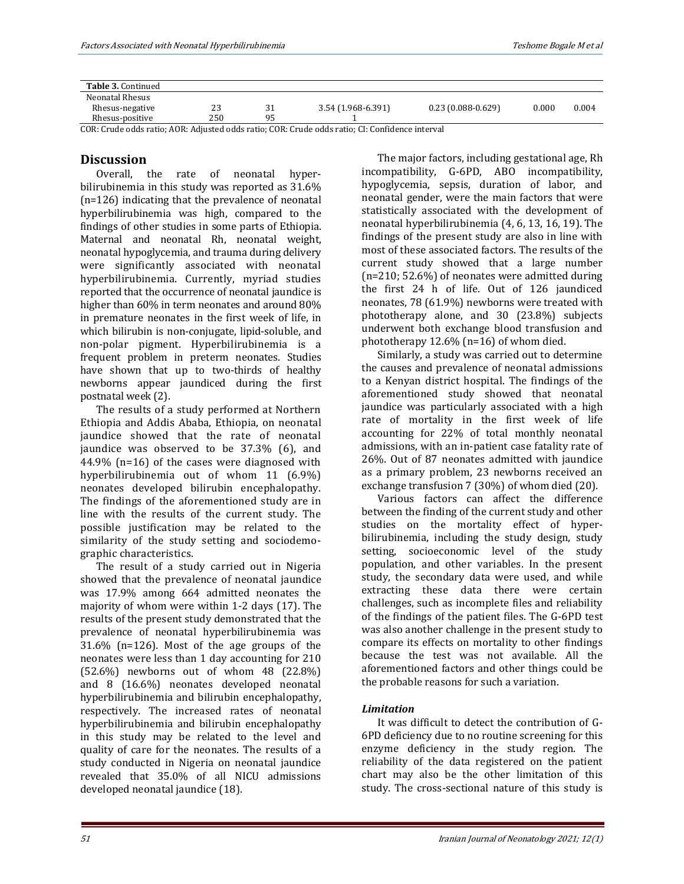**Table 3.** Continued

| | | | | | | |
|---|---|---|---|---|---|---|
| Neonatal Rhesus | | | | | | |
| Rhesus-negative | 23 | 31 | 3.54 (1.968-6.391) | 0.23 (0.088-0.629) | 0.000 | 0.004 |
| Rhesus-positive | 250 | 95 | 1 | | | |

COR: Crude odds ratio; AOR: Adjusted odds ratio; COR: Crude odds ratio; CI: Confidence interval

## Discussion

Overall, the rate of neonatal hyperbilirubinemia in this study was reported as 31.6% (n=126) indicating that the prevalence of neonatal hyperbilirubinemia was high, compared to the findings of other studies in some parts of Ethiopia. Maternal and neonatal Rh, neonatal weight, neonatal hypoglycemia, and trauma during delivery were significantly associated with neonatal hyperbilirubinemia. Currently, myriad studies reported that the occurrence of neonatal jaundice is higher than 60% in term neonates and around 80% in premature neonates in the first week of life, in which bilirubin is non-conjugate, lipid-soluble, and non-polar pigment. Hyperbilirubinemia is a frequent problem in preterm neonates. Studies have shown that up to two-thirds of healthy newborns appear jaundiced during the first postnatal week (2).

The results of a study performed at Northern Ethiopia and Addis Ababa, Ethiopia, on neonatal jaundice showed that the rate of neonatal jaundice was observed to be 37.3% (6), and 44.9% (n=16) of the cases were diagnosed with hyperbilirubinemia out of whom 11 (6.9%) neonates developed bilirubin encephalopathy. The findings of the aforementioned study are in line with the results of the current study. The possible justification may be related to the similarity of the study setting and sociodemographic characteristics.

The result of a study carried out in Nigeria showed that the prevalence of neonatal jaundice was 17.9% among 664 admitted neonates the majority of whom were within 1-2 days (17). The results of the present study demonstrated that the prevalence of neonatal hyperbilirubinemia was 31.6% (n=126). Most of the age groups of the neonates were less than 1 day accounting for 210 (52.6%) newborns out of whom 48 (22.8%) and 8 (16.6%) neonates developed neonatal hyperbilirubinemia and bilirubin encephalopathy, respectively. The increased rates of neonatal hyperbilirubinemia and bilirubin encephalopathy in this study may be related to the level and quality of care for the neonates. The results of a study conducted in Nigeria on neonatal jaundice revealed that 35.0% of all NICU admissions developed neonatal jaundice (18).

The major factors, including gestational age, Rh incompatibility, G-6PD, ABO incompatibility, hypoglycemia, sepsis, duration of labor, and neonatal gender, were the main factors that were statistically associated with the development of neonatal hyperbilirubinemia (4, 6, 13, 16, 19). The findings of the present study are also in line with most of these associated factors. The results of the current study showed that a large number (n=210; 52.6%) of neonates were admitted during the first 24 h of life. Out of 126 jaundiced neonates, 78 (61.9%) newborns were treated with phototherapy alone, and 30 (23.8%) subjects underwent both exchange blood transfusion and phototherapy 12.6% (n=16) of whom died.

Similarly, a study was carried out to determine the causes and prevalence of neonatal admissions to a Kenyan district hospital. The findings of the aforementioned study showed that neonatal jaundice was particularly associated with a high rate of mortality in the first week of life accounting for 22% of total monthly neonatal admissions, with an in-patient case fatality rate of 26%. Out of 87 neonates admitted with jaundice as a primary problem, 23 newborns received an exchange transfusion 7 (30%) of whom died (20).

Various factors can affect the difference between the finding of the current study and other studies on the mortality effect of hyperbilirubinemia, including the study design, study setting, socioeconomic level of the study population, and other variables. In the present study, the secondary data were used, and while extracting these data there were certain challenges, such as incomplete files and reliability of the findings of the patient files. The G-6PD test was also another challenge in the present study to compare its effects on mortality to other findings because the test was not available. All the aforementioned factors and other things could be the probable reasons for such a variation.

### *Limitation*

It was difficult to detect the contribution of G-6PD deficiency due to no routine screening for this enzyme deficiency in the study region. The reliability of the data registered on the patient chart may also be the other limitation of this study. The cross-sectional nature of this study is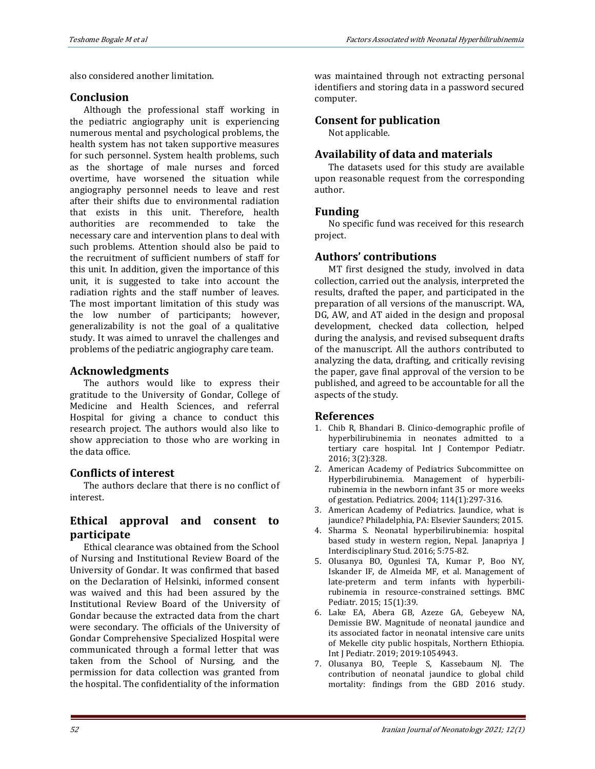also considered another limitation.

## Conclusion

Although the professional staff working in the pediatric angiography unit is experiencing numerous mental and psychological problems, the health system has not taken supportive measures for such personnel. System health problems, such as the shortage of male nurses and forced overtime, have worsened the situation while angiography personnel needs to leave and rest after their shifts due to environmental radiation that exists in this unit. Therefore, health authorities are recommended to take the necessary care and intervention plans to deal with such problems. Attention should also be paid to the recruitment of sufficient numbers of staff for this unit. In addition, given the importance of this unit, it is suggested to take into account the radiation rights and the staff number of leaves. The most important limitation of this study was the low number of participants; however, generalizability is not the goal of a qualitative study. It was aimed to unravel the challenges and problems of the pediatric angiography care team.

## Acknowledgments

The authors would like to express their gratitude to the University of Gondar, College of Medicine and Health Sciences, and referral Hospital for giving a chance to conduct this research project. The authors would also like to show appreciation to those who are working in the data office.

## Conflicts of interest

The authors declare that there is no conflict of interest.

## Ethical approval and consent to participate

Ethical clearance was obtained from the School of Nursing and Institutional Review Board of the University of Gondar. It was confirmed that based on the Declaration of Helsinki, informed consent was waived and this had been assured by the Institutional Review Board of the University of Gondar because the extracted data from the chart were secondary. The officials of the University of Gondar Comprehensive Specialized Hospital were communicated through a formal letter that was taken from the School of Nursing, and the permission for data collection was granted from the hospital. The confidentiality of the information was maintained through not extracting personal identifiers and storing data in a password secured computer.

## Consent for publication

Not applicable.

## Availability of data and materials

The datasets used for this study are available upon reasonable request from the corresponding author.

## Funding

No specific fund was received for this research project.

## Authors' contributions

MT first designed the study, involved in data collection, carried out the analysis, interpreted the results, drafted the paper, and participated in the preparation of all versions of the manuscript. WA, DG, AW, and AT aided in the design and proposal development, checked data collection, helped during the analysis, and revised subsequent drafts of the manuscript. All the authors contributed to analyzing the data, drafting, and critically revising the paper, gave final approval of the version to be published, and agreed to be accountable for all the aspects of the study.

## References

1. Chib R, Bhandari B. Clinico-demographic profile of hyperbilirubinemia in neonates admitted to a tertiary care hospital. Int J Contempor Pediatr. 2016; 3(2):328.
2. American Academy of Pediatrics Subcommittee on Hyperbilirubinemia. Management of hyperbilirubinemia in the newborn infant 35 or more weeks of gestation. Pediatrics. 2004; 114(1):297-316.
3. American Academy of Pediatrics. Jaundice, what is jaundice? Philadelphia, PA: Elsevier Saunders; 2015.
4. Sharma S. Neonatal hyperbilirubinemia: hospital based study in western region, Nepal. Janapriya J Interdisciplinary Stud. 2016; 5:75-82.
5. Olusanya BO, Ogunlesi TA, Kumar P, Boo NY, Iskander IF, de Almeida MF, et al. Management of late-preterm and term infants with hyperbilirubinemia in resource-constrained settings. BMC Pediatr. 2015; 15(1):39.
6. Lake EA, Abera GB, Azeze GA, Gebeyew NA, Demissie BW. Magnitude of neonatal jaundice and its associated factor in neonatal intensive care units of Mekelle city public hospitals, Northern Ethiopia. Int J Pediatr. 2019; 2019:1054943.
7. Olusanya BO, Teeple S, Kassebaum NJ. The contribution of neonatal jaundice to global child mortality: findings from the GBD 2016 study.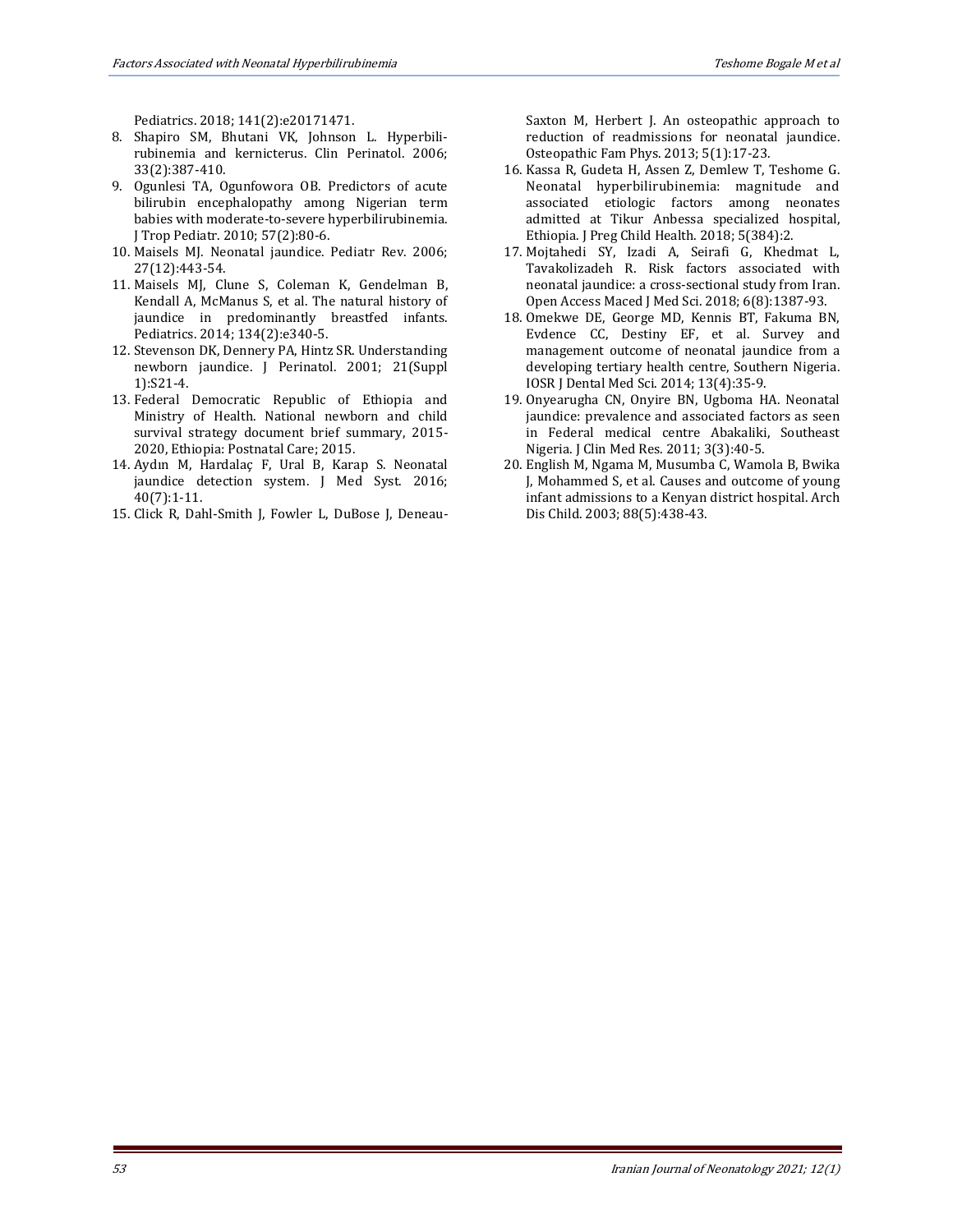Pediatrics. 2018; 141(2):e20171471.

8. Shapiro SM, Bhutani VK, Johnson L. Hyperbilirubinemia and kernicterus. Clin Perinatol. 2006; 33(2):387-410.
9. Ogunlesi TA, Ogunfowora OB. Predictors of acute bilirubin encephalopathy among Nigerian term babies with moderate-to-severe hyperbilirubinemia. J Trop Pediatr. 2010; 57(2):80-6.
10. Maisels MJ. Neonatal jaundice. Pediatr Rev. 2006; 27(12):443-54.
11. Maisels MJ, Clune S, Coleman K, Gendelman B, Kendall A, McManus S, et al. The natural history of jaundice in predominantly breastfed infants. Pediatrics. 2014; 134(2):e340-5.
12. Stevenson DK, Dennery PA, Hintz SR. Understanding newborn jaundice. J Perinatol. 2001; 21(Suppl 1):S21-4.
13. Federal Democratic Republic of Ethiopia and Ministry of Health. National newborn and child survival strategy document brief summary, 2015-2020, Ethiopia: Postnatal Care; 2015.
14. Aydın M, Hardalaç F, Ural B, Karap S. Neonatal jaundice detection system. J Med Syst. 2016; 40(7):1-11.
15. Click R, Dahl-Smith J, Fowler L, DuBose J, Deneau-Saxton M, Herbert J. An osteopathic approach to reduction of readmissions for neonatal jaundice. Osteopathic Fam Phys. 2013; 5(1):17-23.
16. Kassa R, Gudeta H, Assen Z, Demlew T, Teshome G. Neonatal hyperbilirubinemia: magnitude and associated etiologic factors among neonates admitted at Tikur Anbessa specialized hospital, Ethiopia. J Preg Child Health. 2018; 5(384):2.
17. Mojtahedi SY, Izadi A, Seirafi G, Khedmat L, Tavakolizadeh R. Risk factors associated with neonatal jaundice: a cross-sectional study from Iran. Open Access Maced J Med Sci. 2018; 6(8):1387-93.
18. Omekwe DE, George MD, Kennis BT, Fakuma BN, Evdence CC, Destiny EF, et al. Survey and management outcome of neonatal jaundice from a developing tertiary health centre, Southern Nigeria. IOSR J Dental Med Sci. 2014; 13(4):35-9.
19. Onyearugha CN, Onyire BN, Ugboma HA. Neonatal jaundice: prevalence and associated factors as seen in Federal medical centre Abakaliki, Southeast Nigeria. J Clin Med Res. 2011; 3(3):40-5.
20. English M, Ngama M, Musumba C, Wamola B, Bwika J, Mohammed S, et al. Causes and outcome of young infant admissions to a Kenyan district hospital. Arch Dis Child. 2003; 88(5):438-43.